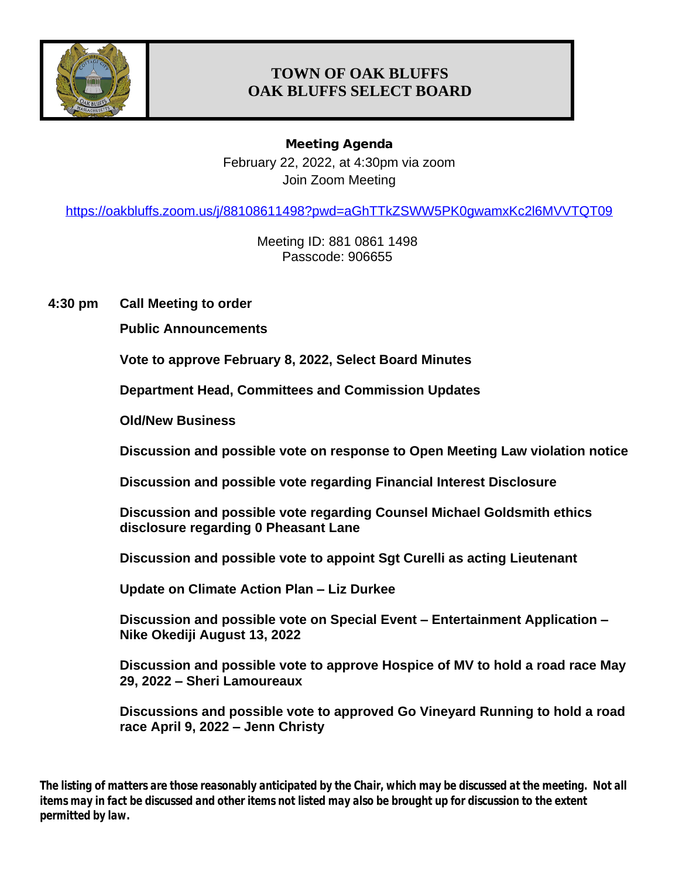# TOWN OF OAK BLUFFS
# OAK BLUFFS SELECT BOARD

**Meeting Agenda**

February 22, 2022, at 4:30pm via zoom

Join Zoom Meeting

https://oakbluffs.zoom.us/j/88108611498?pwd=aGhTTkZSWW5PK0gwamxKc2l6MVVTQT09

Meeting ID: 881 0861 1498

Passcode: 906655

**4:30 pm** **Call Meeting to order**

**Public Announcements**

**Vote to approve February 8, 2022, Select Board Minutes**

**Department Head, Committees and Commission Updates**

**Old/New Business**

**Discussion and possible vote on response to Open Meeting Law violation notice**

**Discussion and possible vote regarding Financial Interest Disclosure**

**Discussion and possible vote regarding Counsel Michael Goldsmith ethics disclosure regarding 0 Pheasant Lane**

**Discussion and possible vote to appoint Sgt Curelli as acting Lieutenant**

**Update on Climate Action Plan – Liz Durkee**

**Discussion and possible vote on Special Event – Entertainment Application – Nike Okediji August 13, 2022**

**Discussion and possible vote to approve Hospice of MV to hold a road race May 29, 2022 – Sheri Lamoureaux**

**Discussions and possible vote to approved Go Vineyard Running to hold a road race April 9, 2022 – Jenn Christy**

***The listing of matters are those reasonably anticipated by the Chair, which may be discussed at the meeting. Not all items may in fact be discussed and other items not listed may also be brought up for discussion to the extent permitted by law.***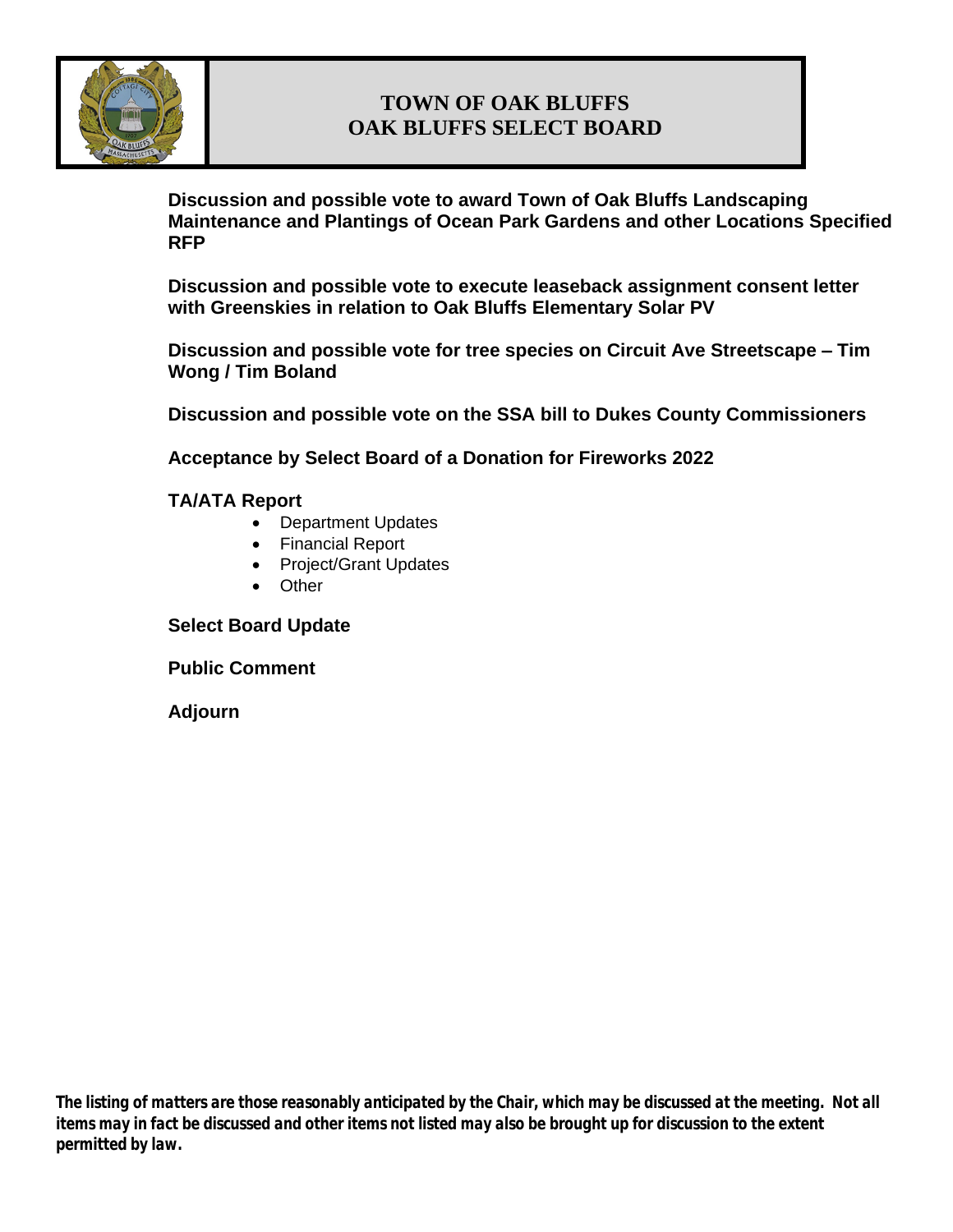# TOWN OF OAK BLUFFS
# OAK BLUFFS SELECT BOARD

**Discussion and possible vote to award Town of Oak Bluffs Landscaping Maintenance and Plantings of Ocean Park Gardens and other Locations Specified RFP**

**Discussion and possible vote to execute leaseback assignment consent letter with Greenskies in relation to Oak Bluffs Elementary Solar PV**

**Discussion and possible vote for tree species on Circuit Ave Streetscape – Tim Wong / Tim Boland**

**Discussion and possible vote on the SSA bill to Dukes County Commissioners**

**Acceptance by Select Board of a Donation for Fireworks 2022**

**TA/ATA Report**

- Department Updates
- Financial Report
- Project/Grant Updates
- Other

**Select Board Update**

**Public Comment**

**Adjourn**

***The listing of matters are those reasonably anticipated by the Chair, which may be discussed at the meeting. Not all items may in fact be discussed and other items not listed may also be brought up for discussion to the extent permitted by law.***